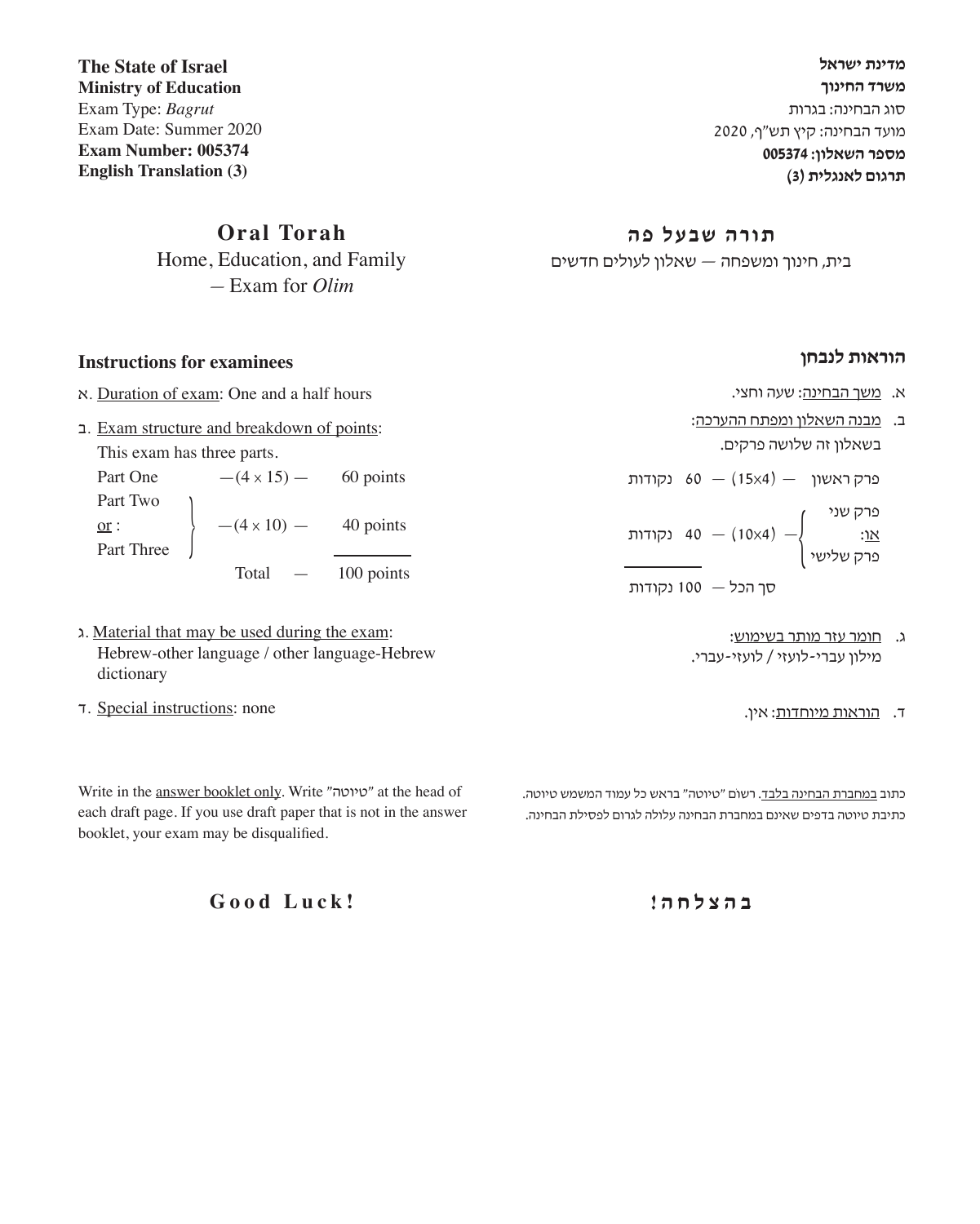**The State of Israel**
**Ministry of Education**
Exam Type: *Bagrut*
Exam Date: Summer 2020
**Exam Number: 005374**
**English Translation (3)**

**מדינת ישראל**
**משרד החינוך**
סוג הבחינה: בגרות
מועד הבחינה: קיץ תש"ף, 2020
**מספר השאלון: 005374**
**תרגום לאנגלית (3)**

# Oral Torah

Home, Education, and Family
– Exam for *Olim*

# תורה שבעל פה

בית, חינוך ומשפחה — שאלון לעולים חדשים

## Instructions for examinees

א. Duration of exam: One and a half hours

ב. Exam structure and breakdown of points:
This exam has three parts.

| | | |
|---|---|---|
| Part One | —(4 × 15) — | 60 points |
| Part Two<br>or :<br>Part Three | —(4 × 10) — | 40 points |
| | Total — | 100 points |

ג. Material that may be used during the exam:
Hebrew-other language / other language-Hebrew dictionary

ד. Special instructions: none

## הוראות לנבחן

א. משך הבחינה: שעה וחצי.

ב. מבנה השאלון ומפתח ההערכה:
בשאלון זה שלושה פרקים.

| | | |
|---|---|---|
| פרק ראשון | — (15×4) — | 60 נקודות |
| פרק שני<br>או:<br>פרק שלישי | — (10×4) — | 40 נקודות |
| | סך הכל — | 100 נקודות |

ג. חומר עזר מותר בשימוש:
מילון עברי-לועזי / לועזי-עברי.

ד. הוראות מיוחדות: אין.

Write in the answer booklet only. Write "טיוטה" at the head of each draft page. If you use draft paper that is not in the answer booklet, your exam may be disqualified.

כתוב במחברת הבחינה בלבד. רשום "טיוטה" בראש כל עמוד המשמש טיוטה.
כתיבת טיוטה בדפים שאינם במחברת הבחינה עלולה לגרום לפסילת הבחינה.

**Good Luck!**

**בהצלחה!**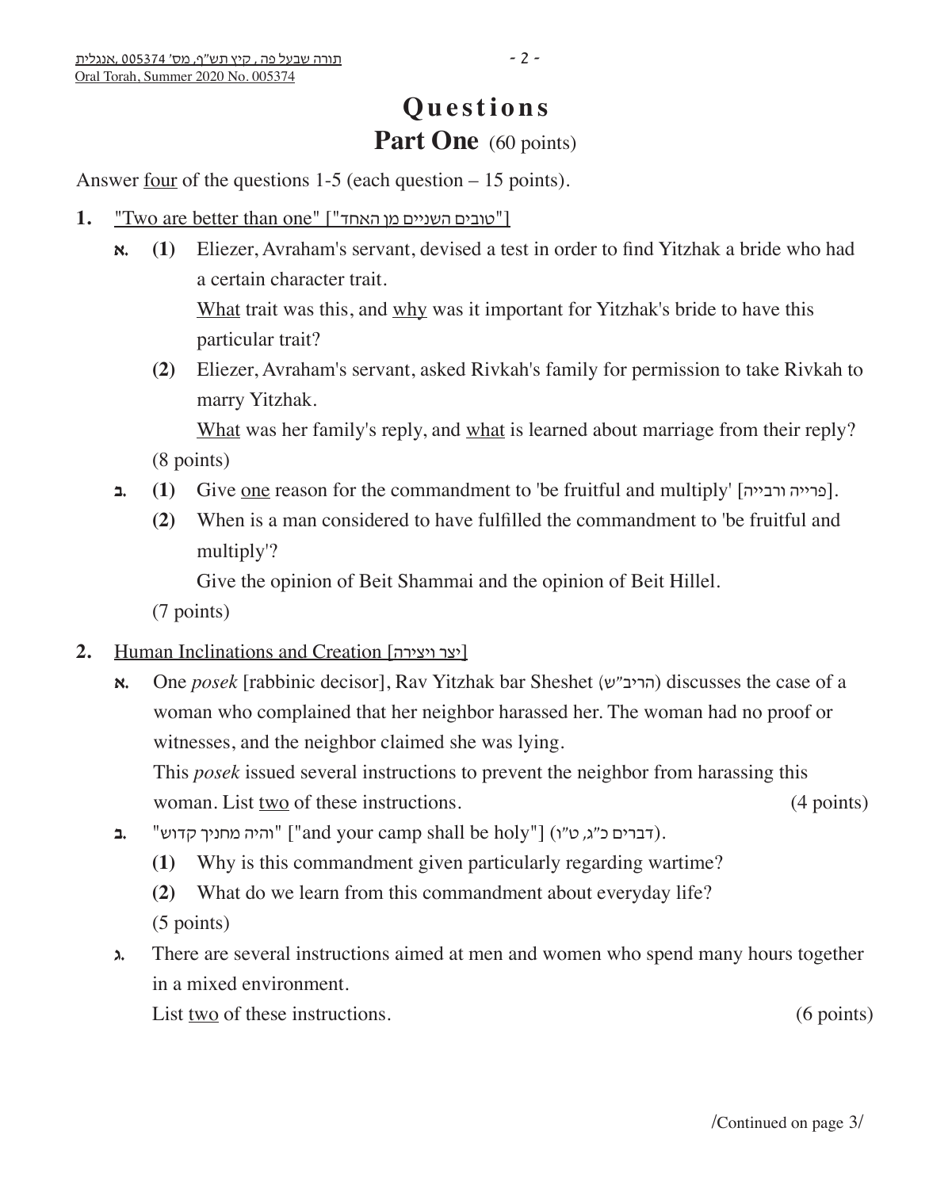# Questions

## Part One (60 points)

Answer four of the questions 1-5 (each question – 15 points).

**1.** "Two are better than one" ["טובים השניים מן האחד"]

**א.** **(1)** Eliezer, Avraham's servant, devised a test in order to find Yitzhak a bride who had a certain character trait.
What trait was this, and why was it important for Yitzhak's bride to have this particular trait?

**(2)** Eliezer, Avraham's servant, asked Rivkah's family for permission to take Rivkah to marry Yitzhak.
What was her family's reply, and what is learned about marriage from their reply?
(8 points)

**ב.** **(1)** Give one reason for the commandment to 'be fruitful and multiply' [פרייה ורבייה].

**(2)** When is a man considered to have fulfilled the commandment to 'be fruitful and multiply'?
Give the opinion of Beit Shammai and the opinion of Beit Hillel.
(7 points)

**2.** Human Inclinations and Creation [יצר ויצירה]

**א.** One *posek* [rabbinic decisor], Rav Yitzhak bar Sheshet (הריב"ש) discusses the case of a woman who complained that her neighbor harassed her. The woman had no proof or witnesses, and the neighbor claimed she was lying.
This *posek* issued several instructions to prevent the neighbor from harassing this woman. List two of these instructions. (4 points)

**ב.** "והיה מחניך קדוש" ["and your camp shall be holy"] (דברים כ"ג, ט"ו).

**(1)** Why is this commandment given particularly regarding wartime?

**(2)** What do we learn from this commandment about everyday life?
(5 points)

**ג.** There are several instructions aimed at men and women who spend many hours together in a mixed environment.
List two of these instructions. (6 points)

/Continued on page 3/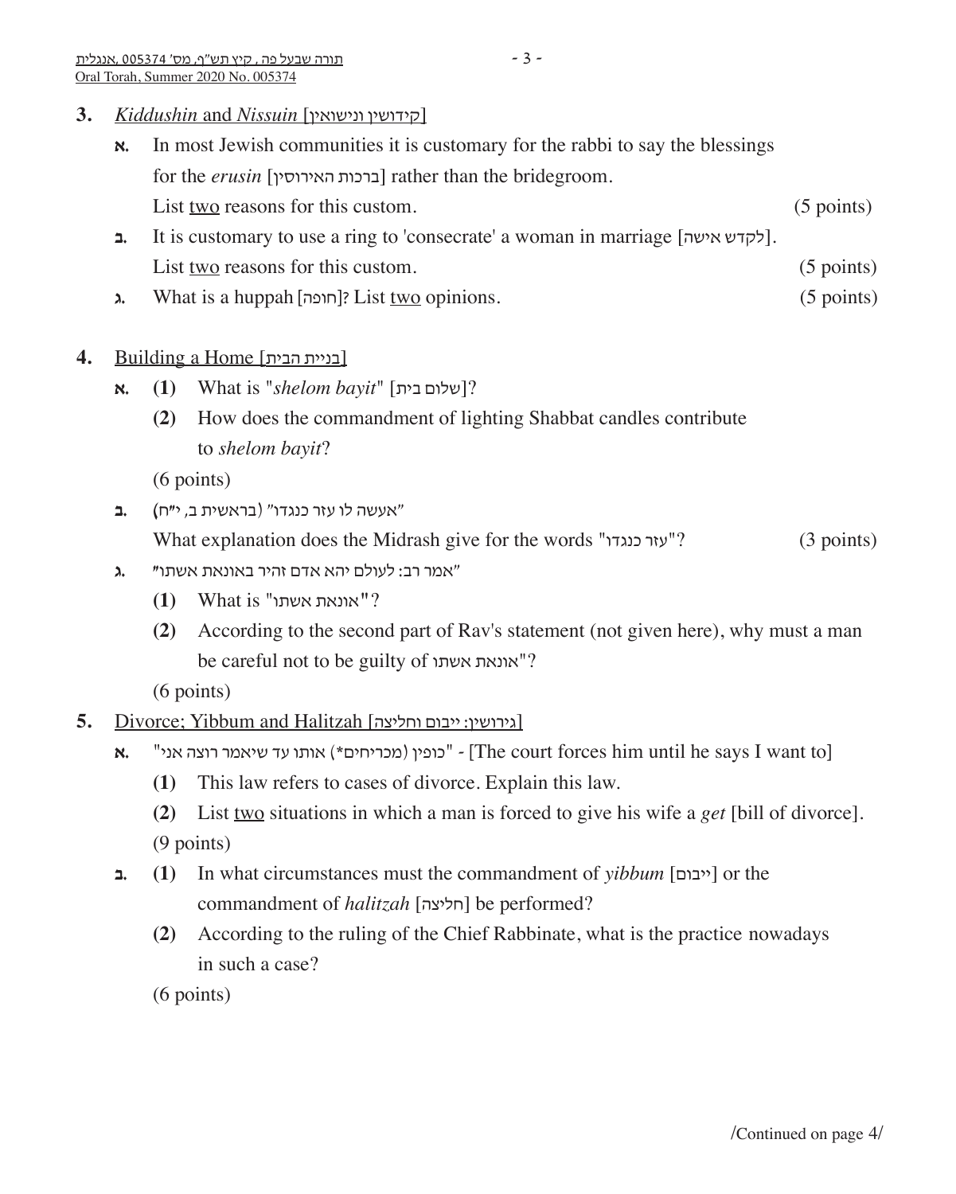3. *Kiddushin* and *Nissuin* [קידושין ונישואין]

א. In most Jewish communities it is customary for the rabbi to say the blessings for the *erusin* [ברכות האירוסין] rather than the bridegroom.
List two reasons for this custom. (5 points)

ב. It is customary to use a ring to 'consecrate' a woman in marriage [לקדש אישה].
List two reasons for this custom. (5 points)

ג. What is a huppah [חופה]? List two opinions. (5 points)

4. Building a Home [בניית הבית]

א. (1) What is "*shelom bayit*" [שלום בית]?

(2) How does the commandment of lighting Shabbat candles contribute to *shelom bayit*?

(6 points)

ב. "אעשה לו עזר כנגדו" (בראשית ב, י"ח)
What explanation does the Midrash give for the words "עזר כנגדו"? (3 points)

ג. "אמר רב: לעולם יהא אדם זהיר באונאת אשתו"

(1) What is "אונאת אשתו"?

(2) According to the second part of Rav's statement (not given here), why must a man be careful not to be guilty of אונאת אשתו"?

(6 points)

5. Divorce; Yibbum and Halitzah [גירושין; ייבום וחליצה]

א. "כופין (מכריחים*) אותו עד שיאמר רוצה אני" - [The court forces him until he says I want to]

(1) This law refers to cases of divorce. Explain this law.

(2) List two situations in which a man is forced to give his wife a *get* [bill of divorce].

(9 points)

ב. (1) In what circumstances must the commandment of *yibbum* [ייבום] or the commandment of *halitzah* [חליצה] be performed?

(2) According to the ruling of the Chief Rabbinate, what is the practice nowadays in such a case?

(6 points)

/Continued on page 4/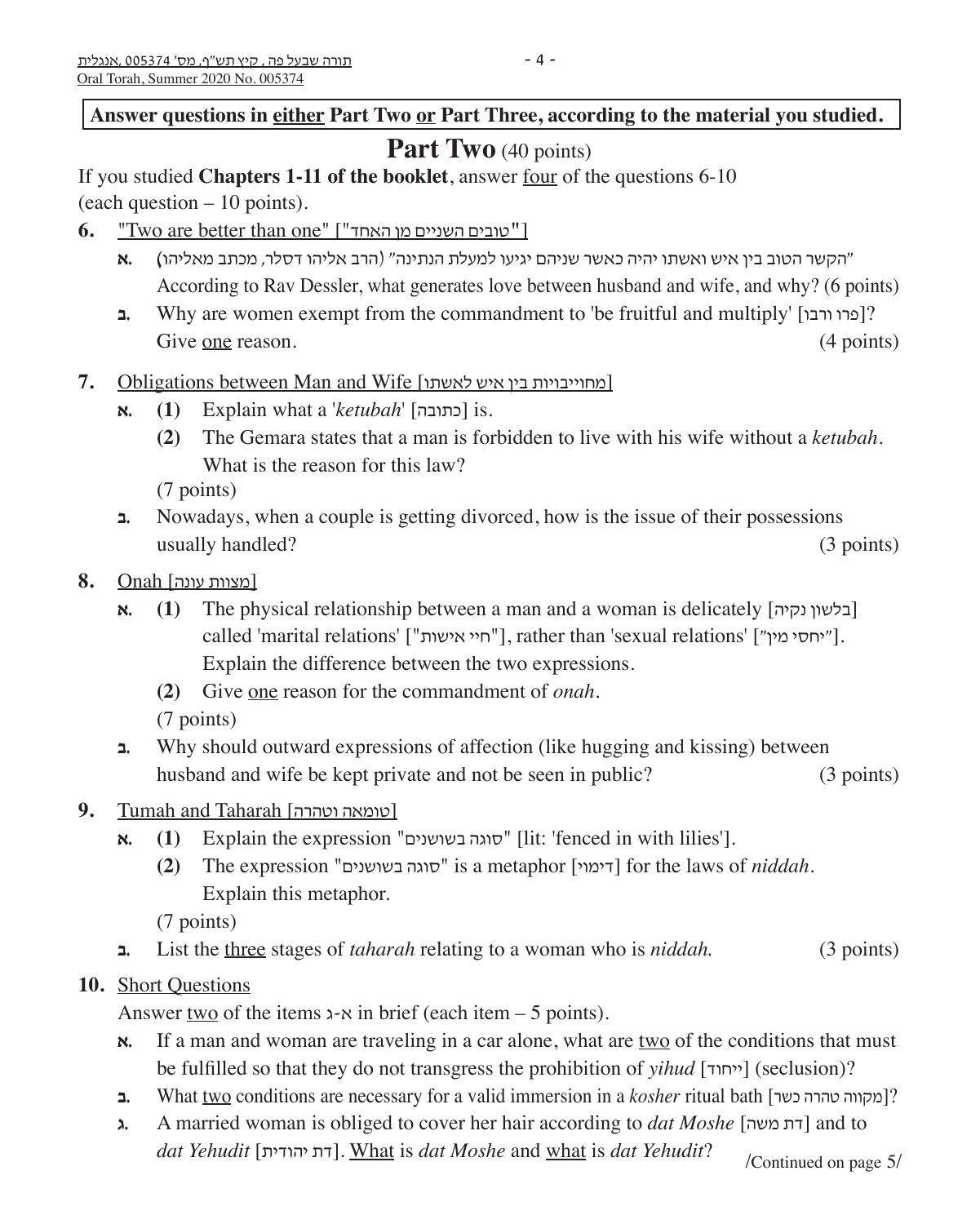**Answer questions in either Part Two or Part Three, according to the material you studied.**

## Part Two (40 points)

If you studied **Chapters 1-11 of the booklet**, answer four of the questions 6-10 (each question – 10 points).

**6.** "Two are better than one" ["טובים השניים מן האחד"]

**א.** "הקשר הטוב בין איש ואשתו יהיה כאשר שניהם יגיעו למעלת הנתינה" (הרב אליהו דסלר, מכתב מאליהו)
According to Rav Dessler, what generates love between husband and wife, and why? (6 points)

**ב.** Why are women exempt from the commandment to 'be fruitful and multiply' [פרו ורבו]? Give one reason. (4 points)

**7.** Obligations between Man and Wife [מחוייבויות בין איש לאשתו]

**א.** **(1)** Explain what a '*ketubah*' [כתובה] is.

**(2)** The Gemara states that a man is forbidden to live with his wife without a *ketubah*. What is the reason for this law?

(7 points)

**ב.** Nowadays, when a couple is getting divorced, how is the issue of their possessions usually handled? (3 points)

**8.** Onah [מצוות עונה]

**א.** **(1)** The physical relationship between a man and a woman is delicately [בלשון נקיה] called 'marital relations' ["חיי אישות"], rather than 'sexual relations' ["יחסי מין"]. Explain the difference between the two expressions.

**(2)** Give one reason for the commandment of *onah*.

(7 points)

**ב.** Why should outward expressions of affection (like hugging and kissing) between husband and wife be kept private and not be seen in public? (3 points)

**9.** Tumah and Taharah [טומאה וטהרה]

**א.** **(1)** Explain the expression "סוגה בשושנים" [lit: 'fenced in with lilies'].

**(2)** The expression "סוגה בשושנים" is a metaphor [דימוי] for the laws of *niddah*. Explain this metaphor.

(7 points)

**ב.** List the three stages of *taharah* relating to a woman who is *niddah.* (3 points)

**10.** Short Questions

Answer two of the items א-ג in brief (each item – 5 points).

**א.** If a man and woman are traveling in a car alone, what are two of the conditions that must be fulfilled so that they do not transgress the prohibition of *yihud* [ייחוד] (seclusion)?

**ב.** What two conditions are necessary for a valid immersion in a *kosher* ritual bath [מקווה טהרה כשר]?

**ג.** A married woman is obliged to cover her hair according to *dat Moshe* [דת משה] and to *dat Yehudit* [דת יהודית]. What is *dat Moshe* and what is *dat Yehudit*?

/Continued on page 5/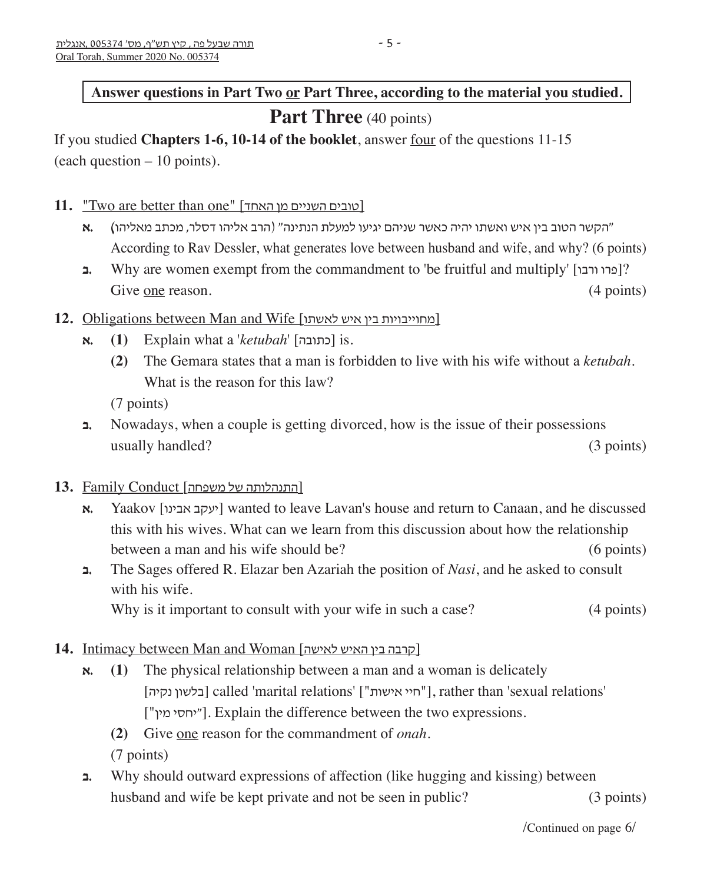**Answer questions in Part Two or Part Three, according to the material you studied.**

## Part Three (40 points)

If you studied **Chapters 1-6, 10-14 of the booklet**, answer four of the questions 11-15 (each question – 10 points).

**11.** "Two are better than one" [טובים השניים מן האחד]

**א.** "הקשר הטוב בין איש ואשתו יהיה כאשר שניהם יגיעו למעלת הנתינה" (הרב אליהו דסלר, מכתב מאליהו)
According to Rav Dessler, what generates love between husband and wife, and why? (6 points)

**ב.** Why are women exempt from the commandment to 'be fruitful and multiply' [פרו ורבו]? Give one reason. (4 points)

**12.** Obligations between Man and Wife [מחוייבויות בין איש לאשתו]

**א.** **(1)** Explain what a '*ketubah*' [כתובה] is.

**(2)** The Gemara states that a man is forbidden to live with his wife without a *ketubah*. What is the reason for this law?

(7 points)

**ב.** Nowadays, when a couple is getting divorced, how is the issue of their possessions usually handled? (3 points)

**13.** Family Conduct [התנהלותה של משפחה]

**א.** Yaakov [יעקב אבינו] wanted to leave Lavan's house and return to Canaan, and he discussed this with his wives. What can we learn from this discussion about how the relationship between a man and his wife should be? (6 points)

**ב.** The Sages offered R. Elazar ben Azariah the position of *Nasi*, and he asked to consult with his wife.
Why is it important to consult with your wife in such a case? (4 points)

**14.** Intimacy between Man and Woman [קרבה בין האיש לאישה]

**א.** **(1)** The physical relationship between a man and a woman is delicately [בלשון נקיה] called 'marital relations' ["חיי אישות"], rather than 'sexual relations' ["יחסי מין"]. Explain the difference between the two expressions.

**(2)** Give one reason for the commandment of *onah*.

(7 points)

**ב.** Why should outward expressions of affection (like hugging and kissing) between husband and wife be kept private and not be seen in public? (3 points)

/Continued on page 6/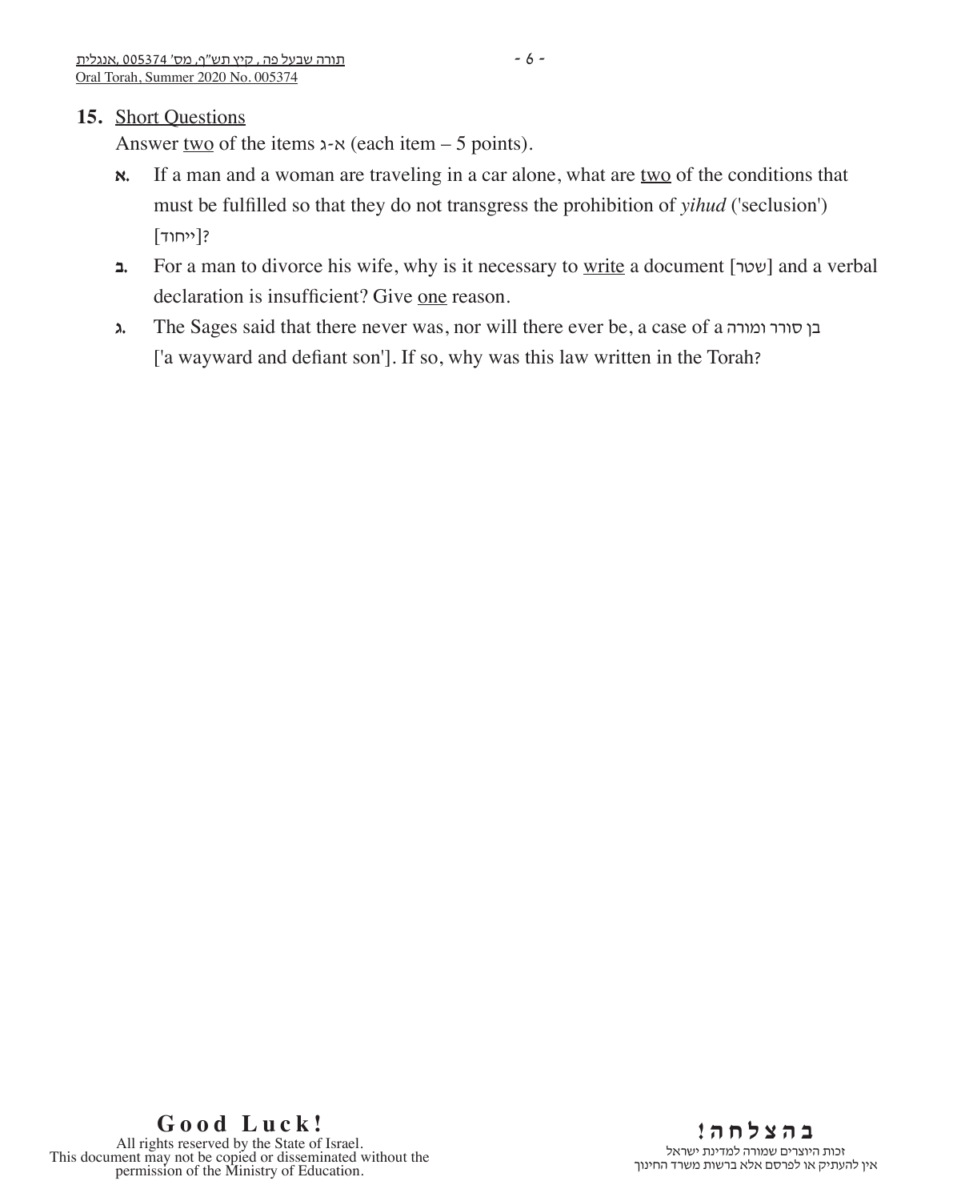**15.** Short Questions

Answer two of the items א-ג (each item – 5 points).

**א.** If a man and a woman are traveling in a car alone, what are two of the conditions that must be fulfilled so that they do not transgress the prohibition of *yihud* ('seclusion') [ייחוד]?

**ב.** For a man to divorce his wife, why is it necessary to write a document [שטר] and a verbal declaration is insufficient? Give one reason.

**ג.** The Sages said that there never was, nor will there ever be, a case of a בן סורר ומורה ['a wayward and defiant son']. If so, why was this law written in the Torah?

**Good Luck!**

**בהצלחה!**